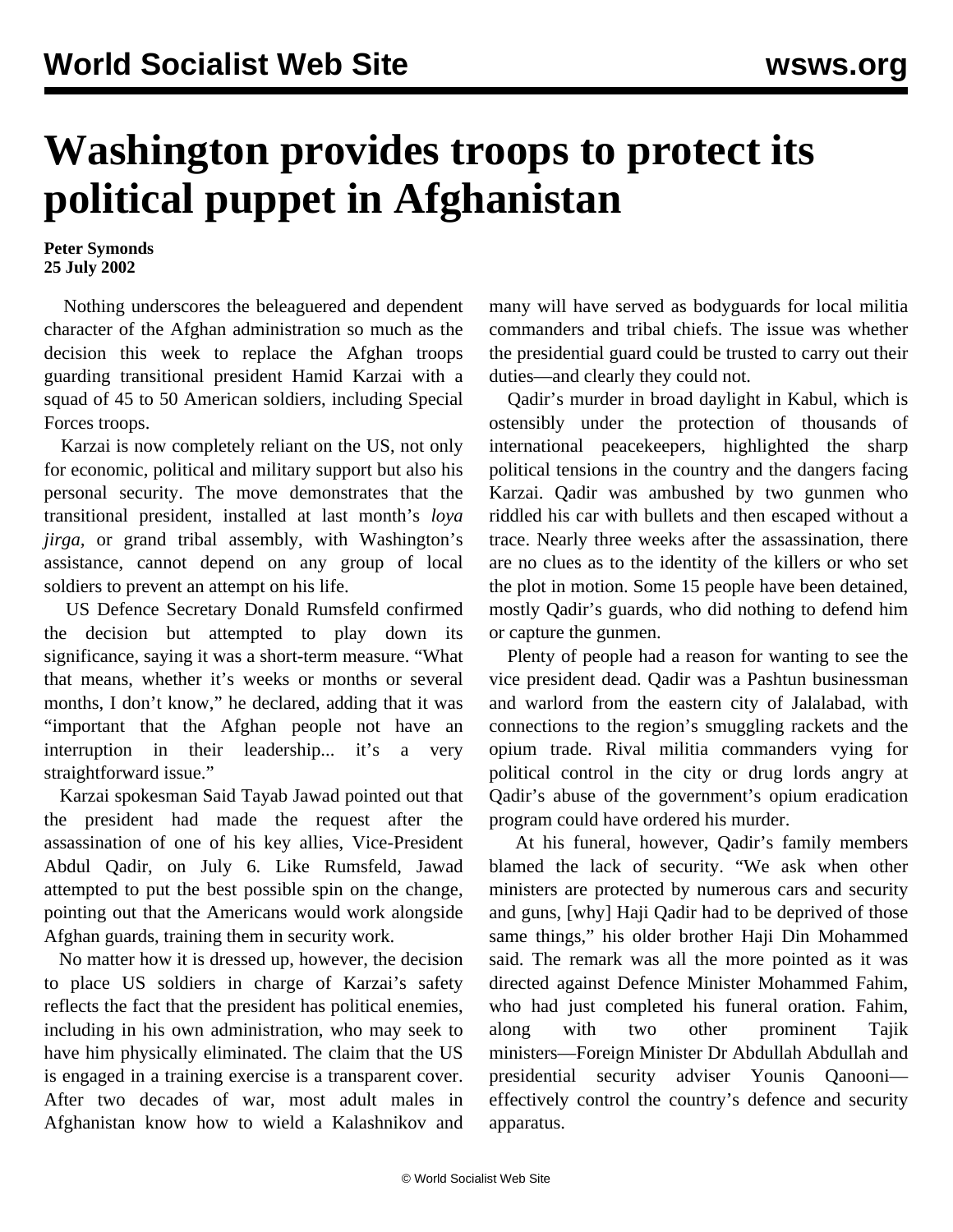# Washington provides troops to protect its political puppet in Afghanistan

**Peter Symonds**
**25 July 2002**

Nothing underscores the beleaguered and dependent character of the Afghan administration so much as the decision this week to replace the Afghan troops guarding transitional president Hamid Karzai with a squad of 45 to 50 American soldiers, including Special Forces troops.

Karzai is now completely reliant on the US, not only for economic, political and military support but also his personal security. The move demonstrates that the transitional president, installed at last month's *loya jirga*, or grand tribal assembly, with Washington's assistance, cannot depend on any group of local soldiers to prevent an attempt on his life.

US Defence Secretary Donald Rumsfeld confirmed the decision but attempted to play down its significance, saying it was a short-term measure. "What that means, whether it's weeks or months or several months, I don't know," he declared, adding that it was "important that the Afghan people not have an interruption in their leadership... it's a very straightforward issue."

Karzai spokesman Said Tayab Jawad pointed out that the president had made the request after the assassination of one of his key allies, Vice-President Abdul Qadir, on July 6. Like Rumsfeld, Jawad attempted to put the best possible spin on the change, pointing out that the Americans would work alongside Afghan guards, training them in security work.

No matter how it is dressed up, however, the decision to place US soldiers in charge of Karzai's safety reflects the fact that the president has political enemies, including in his own administration, who may seek to have him physically eliminated. The claim that the US is engaged in a training exercise is a transparent cover. After two decades of war, most adult males in Afghanistan know how to wield a Kalashnikov and many will have served as bodyguards for local militia commanders and tribal chiefs. The issue was whether the presidential guard could be trusted to carry out their duties—and clearly they could not.

Qadir's murder in broad daylight in Kabul, which is ostensibly under the protection of thousands of international peacekeepers, highlighted the sharp political tensions in the country and the dangers facing Karzai. Qadir was ambushed by two gunmen who riddled his car with bullets and then escaped without a trace. Nearly three weeks after the assassination, there are no clues as to the identity of the killers or who set the plot in motion. Some 15 people have been detained, mostly Qadir's guards, who did nothing to defend him or capture the gunmen.

Plenty of people had a reason for wanting to see the vice president dead. Qadir was a Pashtun businessman and warlord from the eastern city of Jalalabad, with connections to the region's smuggling rackets and the opium trade. Rival militia commanders vying for political control in the city or drug lords angry at Qadir's abuse of the government's opium eradication program could have ordered his murder.

At his funeral, however, Qadir's family members blamed the lack of security. "We ask when other ministers are protected by numerous cars and security and guns, [why] Haji Qadir had to be deprived of those same things," his older brother Haji Din Mohammed said. The remark was all the more pointed as it was directed against Defence Minister Mohammed Fahim, who had just completed his funeral oration. Fahim, along with two other prominent Tajik ministers—Foreign Minister Dr Abdullah Abdullah and presidential security adviser Younis Qanooni—effectively control the country's defence and security apparatus.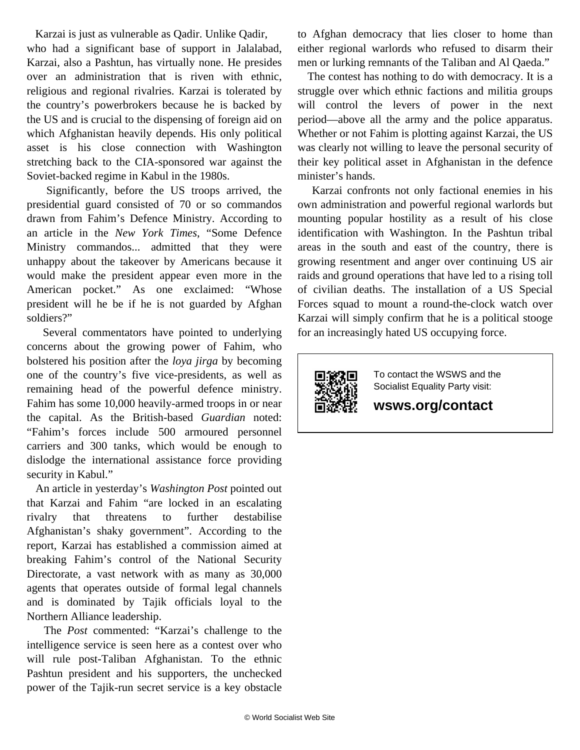Karzai is just as vulnerable as Qadir. Unlike Qadir, who had a significant base of support in Jalalabad, Karzai, also a Pashtun, has virtually none. He presides over an administration that is riven with ethnic, religious and regional rivalries. Karzai is tolerated by the country's powerbrokers because he is backed by the US and is crucial to the dispensing of foreign aid on which Afghanistan heavily depends. His only political asset is his close connection with Washington stretching back to the CIA-sponsored war against the Soviet-backed regime in Kabul in the 1980s.

Significantly, before the US troops arrived, the presidential guard consisted of 70 or so commandos drawn from Fahim's Defence Ministry. According to an article in the *New York Times*, "Some Defence Ministry commandos... admitted that they were unhappy about the takeover by Americans because it would make the president appear even more in the American pocket." As one exclaimed: "Whose president will he be if he is not guarded by Afghan soldiers?"

Several commentators have pointed to underlying concerns about the growing power of Fahim, who bolstered his position after the *loya jirga* by becoming one of the country's five vice-presidents, as well as remaining head of the powerful defence ministry. Fahim has some 10,000 heavily-armed troops in or near the capital. As the British-based *Guardian* noted: "Fahim's forces include 500 armoured personnel carriers and 300 tanks, which would be enough to dislodge the international assistance force providing security in Kabul."

An article in yesterday's *Washington Post* pointed out that Karzai and Fahim "are locked in an escalating rivalry that threatens to further destabilise Afghanistan's shaky government". According to the report, Karzai has established a commission aimed at breaking Fahim's control of the National Security Directorate, a vast network with as many as 30,000 agents that operates outside of formal legal channels and is dominated by Tajik officials loyal to the Northern Alliance leadership.

The *Post* commented: "Karzai's challenge to the intelligence service is seen here as a contest over who will rule post-Taliban Afghanistan. To the ethnic Pashtun president and his supporters, the unchecked power of the Tajik-run secret service is a key obstacle to Afghan democracy that lies closer to home than either regional warlords who refused to disarm their men or lurking remnants of the Taliban and Al Qaeda."

The contest has nothing to do with democracy. It is a struggle over which ethnic factions and militia groups will control the levers of power in the next period—above all the army and the police apparatus. Whether or not Fahim is plotting against Karzai, the US was clearly not willing to leave the personal security of their key political asset in Afghanistan in the defence minister's hands.

Karzai confronts not only factional enemies in his own administration and powerful regional warlords but mounting popular hostility as a result of his close identification with Washington. In the Pashtun tribal areas in the south and east of the country, there is growing resentment and anger over continuing US air raids and ground operations that have led to a rising toll of civilian deaths. The installation of a US Special Forces squad to mount a round-the-clock watch over Karzai will simply confirm that he is a political stooge for an increasingly hated US occupying force.

To contact the WSWS and the Socialist Equality Party visit:

**wsws.org/contact**